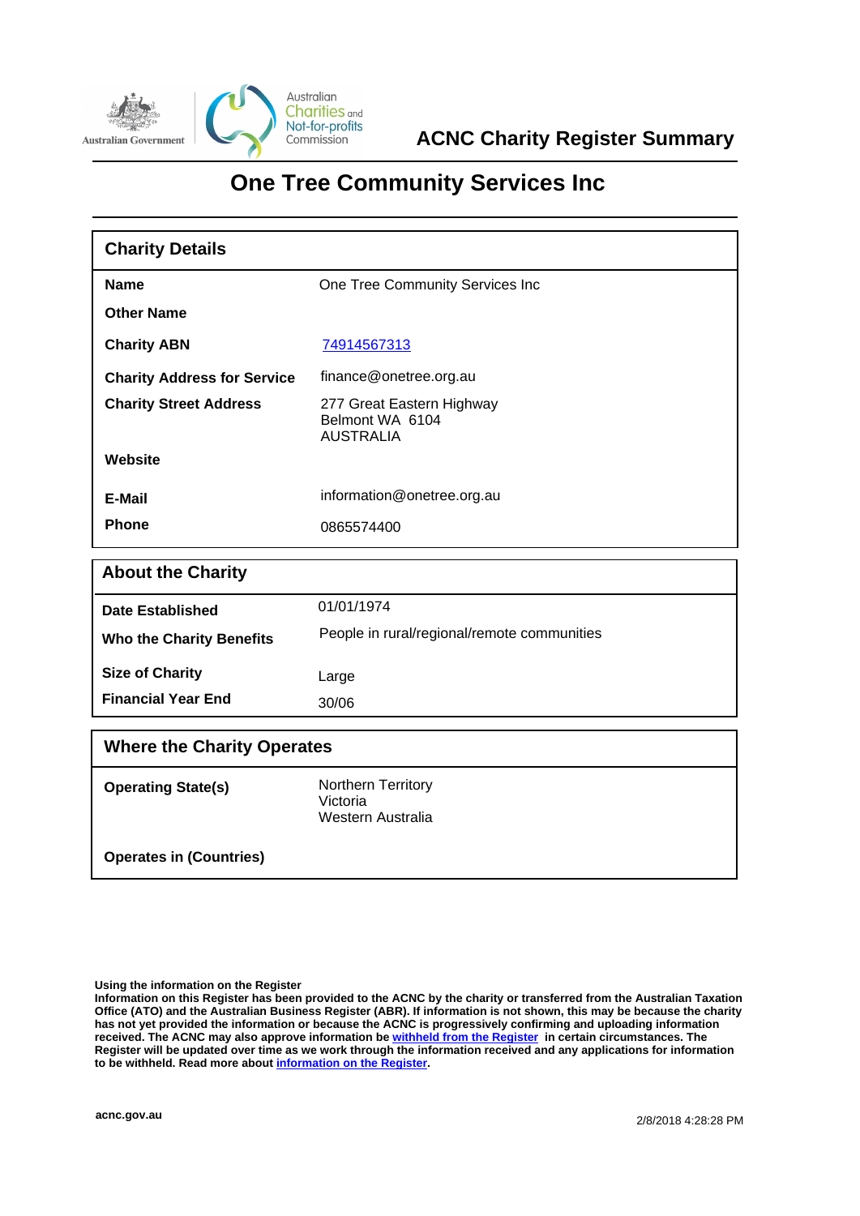# ACNC Charity Register Summary

## One Tree Community Services Inc

### Charity Details

| | |
|---|---|
| **Name** | One Tree Community Services Inc |
| **Other Name** | |
| **Charity ABN** | 74914567313 |
| **Charity Address for Service** | finance@onetree.org.au |
| **Charity Street Address** | 277 Great Eastern Highway<br>Belmont WA 6104<br>AUSTRALIA |
| **Website** | |
| **E-Mail** | information@onetree.org.au |
| **Phone** | 0865574400 |

### About the Charity

| | |
|---|---|
| **Date Established** | 01/01/1974 |
| **Who the Charity Benefits** | People in rural/regional/remote communities |
| **Size of Charity** | Large |
| **Financial Year End** | 30/06 |

### Where the Charity Operates

| | |
|---|---|
| **Operating State(s)** | Northern Territory<br>Victoria<br>Western Australia |
| **Operates in (Countries)** | |

**Using the information on the Register**
**Information on this Register has been provided to the ACNC by the charity or transferred from the Australian Taxation Office (ATO) and the Australian Business Register (ABR). If information is not shown, this may be because the charity has not yet provided the information or because the ACNC is progressively confirming and uploading information received. The ACNC may also approve information be withheld from the Register in certain circumstances. The Register will be updated over time as we work through the information received and any applications for information to be withheld. Read more about information on the Register.**

acnc.gov.au

2/8/2018 4:28:28 PM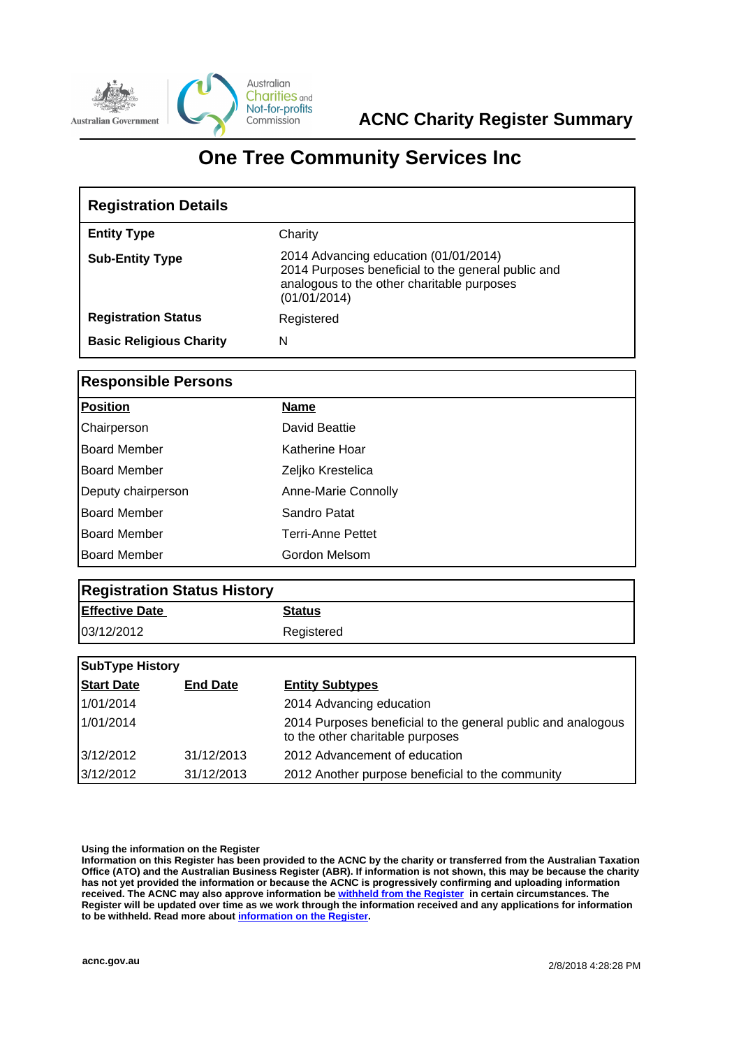ACNC Charity Register Summary

# One Tree Community Services Inc

## Registration Details

| | |
|---|---|
| **Entity Type** | Charity |
| **Sub-Entity Type** | 2014 Advancing education (01/01/2014)<br>2014 Purposes beneficial to the general public and analogous to the other charitable purposes (01/01/2014) |
| **Registration Status** | Registered |
| **Basic Religious Charity** | N |

## Responsible Persons

| Position | Name |
|---|---|
| Chairperson | David Beattie |
| Board Member | Katherine Hoar |
| Board Member | Zeljko Krestelica |
| Deputy chairperson | Anne-Marie Connolly |
| Board Member | Sandro Patat |
| Board Member | Terri-Anne Pettet |
| Board Member | Gordon Melsom |

## Registration Status History

| Effective Date | Status |
|---|---|
| 03/12/2012 | Registered |

## SubType History

| Start Date | End Date | Entity Subtypes |
|---|---|---|
| 1/01/2014 | | 2014 Advancing education |
| 1/01/2014 | | 2014 Purposes beneficial to the general public and analogous to the other charitable purposes |
| 3/12/2012 | 31/12/2013 | 2012 Advancement of education |
| 3/12/2012 | 31/12/2013 | 2012 Another purpose beneficial to the community |

**Using the information on the Register**
**Information on this Register has been provided to the ACNC by the charity or transferred from the Australian Taxation Office (ATO) and the Australian Business Register (ABR). If information is not shown, this may be because the charity has not yet provided the information or because the ACNC is progressively confirming and uploading information received. The ACNC may also approve information be withheld from the Register in certain circumstances. The Register will be updated over time as we work through the information received and any applications for information to be withheld. Read more about information on the Register.**

acnc.gov.au

2/8/2018 4:28:28 PM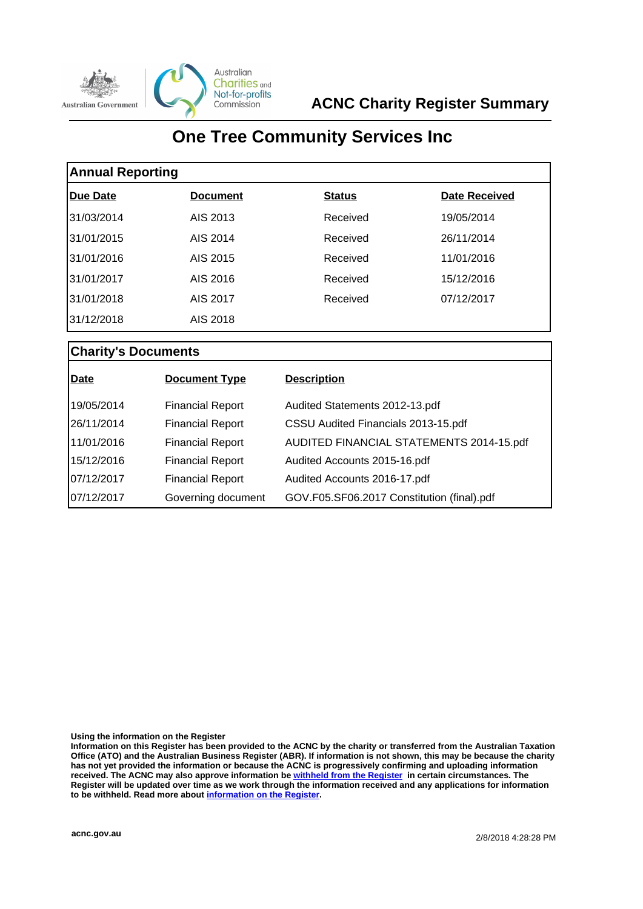Australian Government | Australian Charities and Not-for-profits Commission

**ACNC Charity Register Summary**

# One Tree Community Services Inc

## Annual Reporting

| Due Date | Document | Status | Date Received |
|---|---|---|---|
| 31/03/2014 | AIS 2013 | Received | 19/05/2014 |
| 31/01/2015 | AIS 2014 | Received | 26/11/2014 |
| 31/01/2016 | AIS 2015 | Received | 11/01/2016 |
| 31/01/2017 | AIS 2016 | Received | 15/12/2016 |
| 31/01/2018 | AIS 2017 | Received | 07/12/2017 |
| 31/12/2018 | AIS 2018 | | |

## Charity's Documents

| Date | Document Type | Description |
|---|---|---|
| 19/05/2014 | Financial Report | Audited Statements 2012-13.pdf |
| 26/11/2014 | Financial Report | CSSU Audited Financials 2013-15.pdf |
| 11/01/2016 | Financial Report | AUDITED FINANCIAL STATEMENTS 2014-15.pdf |
| 15/12/2016 | Financial Report | Audited Accounts 2015-16.pdf |
| 07/12/2017 | Financial Report | Audited Accounts 2016-17.pdf |
| 07/12/2017 | Governing document | GOV.F05.SF06.2017 Constitution (final).pdf |

**Using the information on the Register**
**Information on this Register has been provided to the ACNC by the charity or transferred from the Australian Taxation Office (ATO) and the Australian Business Register (ABR). If information is not shown, this may be because the charity has not yet provided the information or because the ACNC is progressively confirming and uploading information received. The ACNC may also approve information be withheld from the Register in certain circumstances. The Register will be updated over time as we work through the information received and any applications for information to be withheld. Read more about information on the Register.**

**acnc.gov.au**

2/8/2018 4:28:28 PM